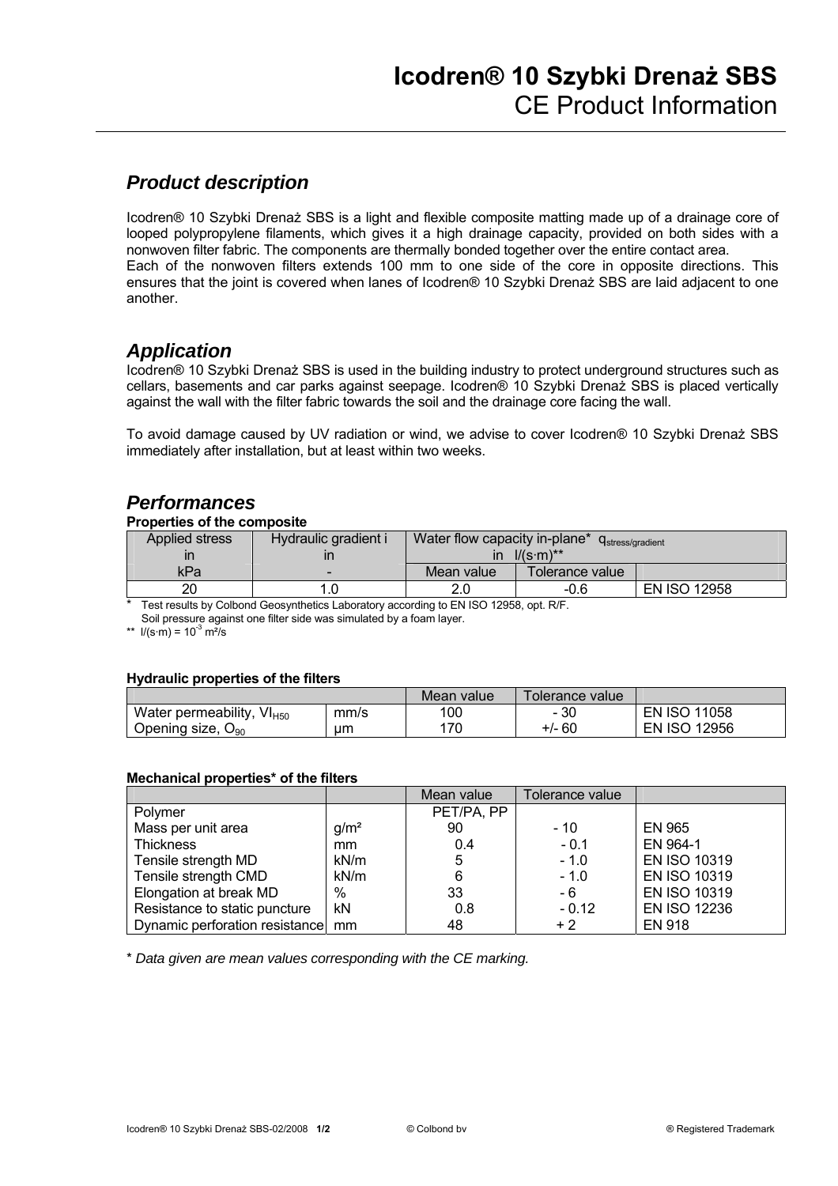# Icodren® 10 Szybki Drenaż SBS
## CE Product Information

### *Product description*

Icodren® 10 Szybki Drenaż SBS is a light and flexible composite matting made up of a drainage core of looped polypropylene filaments, which gives it a high drainage capacity, provided on both sides with a nonwoven filter fabric. The components are thermally bonded together over the entire contact area.
Each of the nonwoven filters extends 100 mm to one side of the core in opposite directions. This ensures that the joint is covered when lanes of Icodren® 10 Szybki Drenaż SBS are laid adjacent to one another.

### *Application*

Icodren® 10 Szybki Drenaż SBS is used in the building industry to protect underground structures such as cellars, basements and car parks against seepage. Icodren® 10 Szybki Drenaż SBS is placed vertically against the wall with the filter fabric towards the soil and the drainage core facing the wall.

To avoid damage caused by UV radiation or wind, we advise to cover Icodren® 10 Szybki Drenaż SBS immediately after installation, but at least within two weeks.

### *Performances*

**Properties of the composite**

| Applied stress in | Hydraulic gradient i in | Water flow capacity in-plane* $q_{stress/gradient}$ in l/(s·m)** | | |
|---|---|---|---|---|
| kPa | - | Mean value | Tolerance value | |
| 20 | 1.0 | 2.0 | -0.6 | EN ISO 12958 |

\* Test results by Colbond Geosynthetics Laboratory according to EN ISO 12958, opt. R/F.
Soil pressure against one filter side was simulated by a foam layer.
\*\* l/(s·m) = $10^{-3}$ m²/s

**Hydraulic properties of the filters**

| | | Mean value | Tolerance value | |
|---|---|---|---|---|
| Water permeability, $VI_{H50}$ | mm/s | 100 | - 30 | EN ISO 11058 |
| Opening size, $O_{90}$ | µm | 170 | +/- 60 | EN ISO 12956 |

**Mechanical properties* of the filters**

| | | Mean value | Tolerance value | |
|---|---|---|---|---|
| Polymer | | PET/PA, PP | | |
| Mass per unit area | g/m² | 90 | - 10 | EN 965 |
| Thickness | mm | 0.4 | - 0.1 | EN 964-1 |
| Tensile strength MD | kN/m | 5 | - 1.0 | EN ISO 10319 |
| Tensile strength CMD | kN/m | 6 | - 1.0 | EN ISO 10319 |
| Elongation at break MD | % | 33 | - 6 | EN ISO 10319 |
| Resistance to static puncture | kN | 0.8 | - 0.12 | EN ISO 12236 |
| Dynamic perforation resistance | mm | 48 | + 2 | EN 918 |

\* *Data given are mean values corresponding with the CE marking.*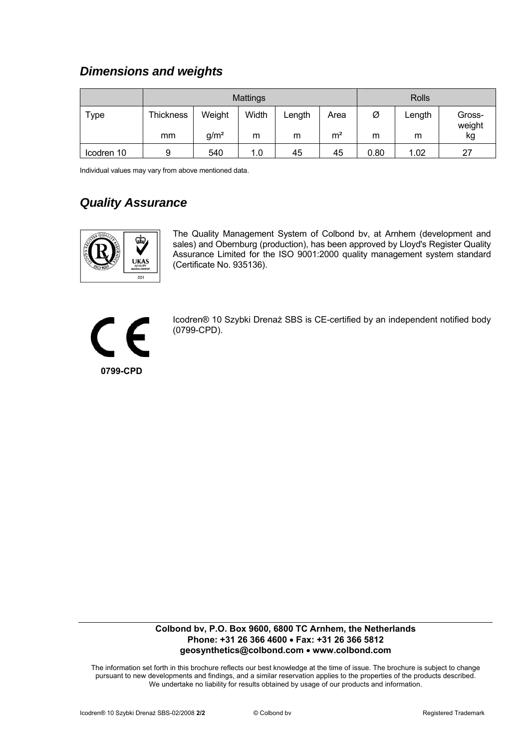## *Dimensions and weights*

| | Mattings | | | | | Rolls | | |
|---|---|---|---|---|---|---|---|---|
| Type | Thickness mm | Weight g/m² | Width m | Length m | Area m² | Ø m | Length m | Gross-weight kg |
| Icodren 10 | 9 | 540 | 1.0 | 45 | 45 | 0.80 | 1.02 | 27 |

Individual values may vary from above mentioned data.

## *Quality Assurance*

The Quality Management System of Colbond bv, at Arnhem (development and sales) and Obernburg (production), has been approved by Lloyd's Register Quality Assurance Limited for the ISO 9001:2000 quality management system standard (Certificate No. 935136).

Icodren® 10 Szybki Drenaż SBS is CE-certified by an independent notified body (0799-CPD).

**0799-CPD**

**Colbond bv, P.O. Box 9600, 6800 TC Arnhem, the Netherlands**
**Phone: +31 26 366 4600 • Fax: +31 26 366 5812**
**geosynthetics@colbond.com • www.colbond.com**

The information set forth in this brochure reflects our best knowledge at the time of issue. The brochure is subject to change pursuant to new developments and findings, and a similar reservation applies to the properties of the products described. We undertake no liability for results obtained by usage of our products and information.

Icodren® 10 Szybki Drenaż SBS-02/2008 © Colbond bv Registered Trademark